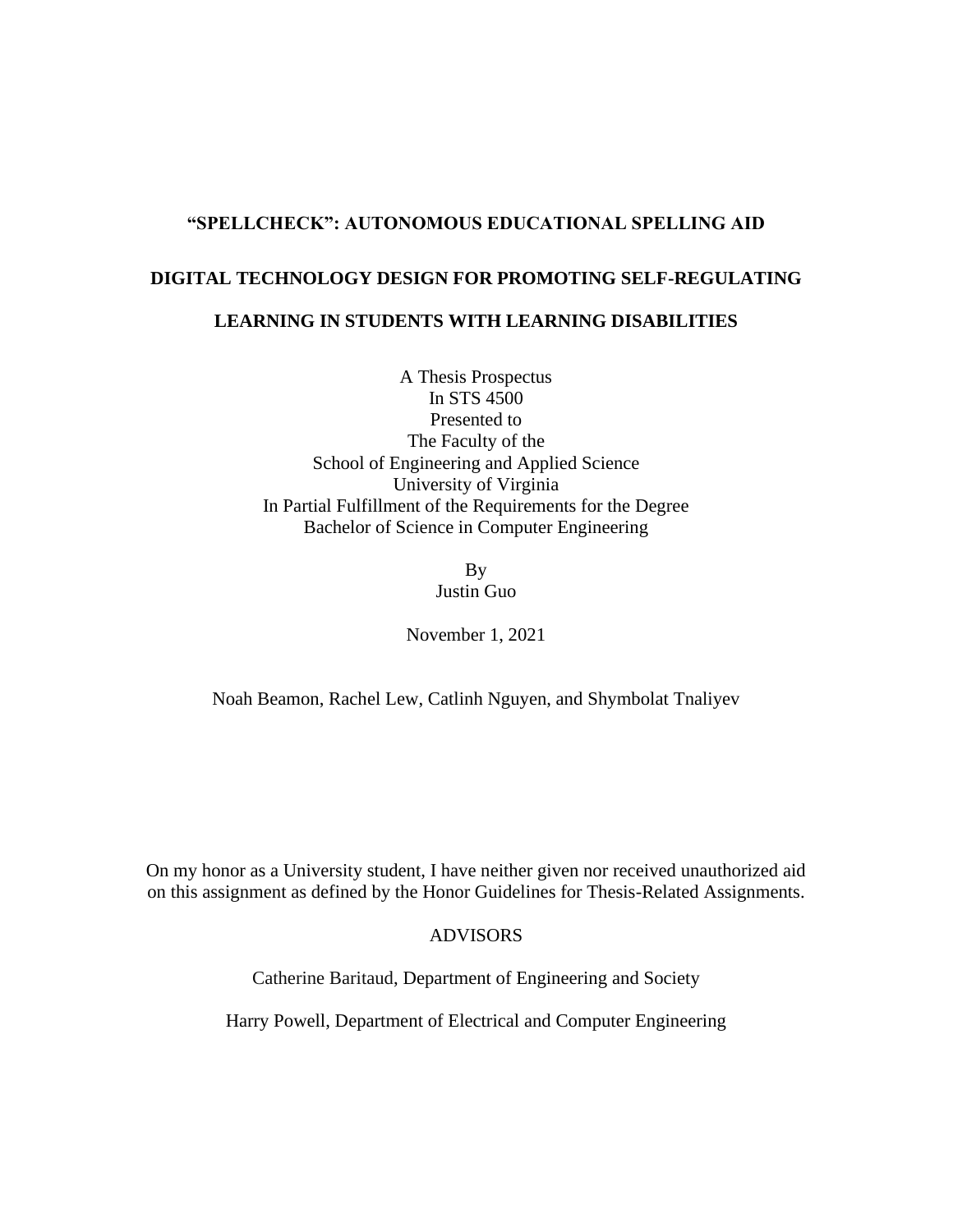# "SPELLCHECK": AUTONOMOUS EDUCATIONAL SPELLING AID

# DIGITAL TECHNOLOGY DESIGN FOR PROMOTING SELF-REGULATING LEARNING IN STUDENTS WITH LEARNING DISABILITIES

A Thesis Prospectus
In STS 4500
Presented to
The Faculty of the
School of Engineering and Applied Science
University of Virginia
In Partial Fulfillment of the Requirements for the Degree
Bachelor of Science in Computer Engineering

By
Justin Guo

November 1, 2021

Noah Beamon, Rachel Lew, Catlinh Nguyen, and Shymbolat Tnaliyev

On my honor as a University student, I have neither given nor received unauthorized aid on this assignment as defined by the Honor Guidelines for Thesis-Related Assignments.

ADVISORS

Catherine Baritaud, Department of Engineering and Society

Harry Powell, Department of Electrical and Computer Engineering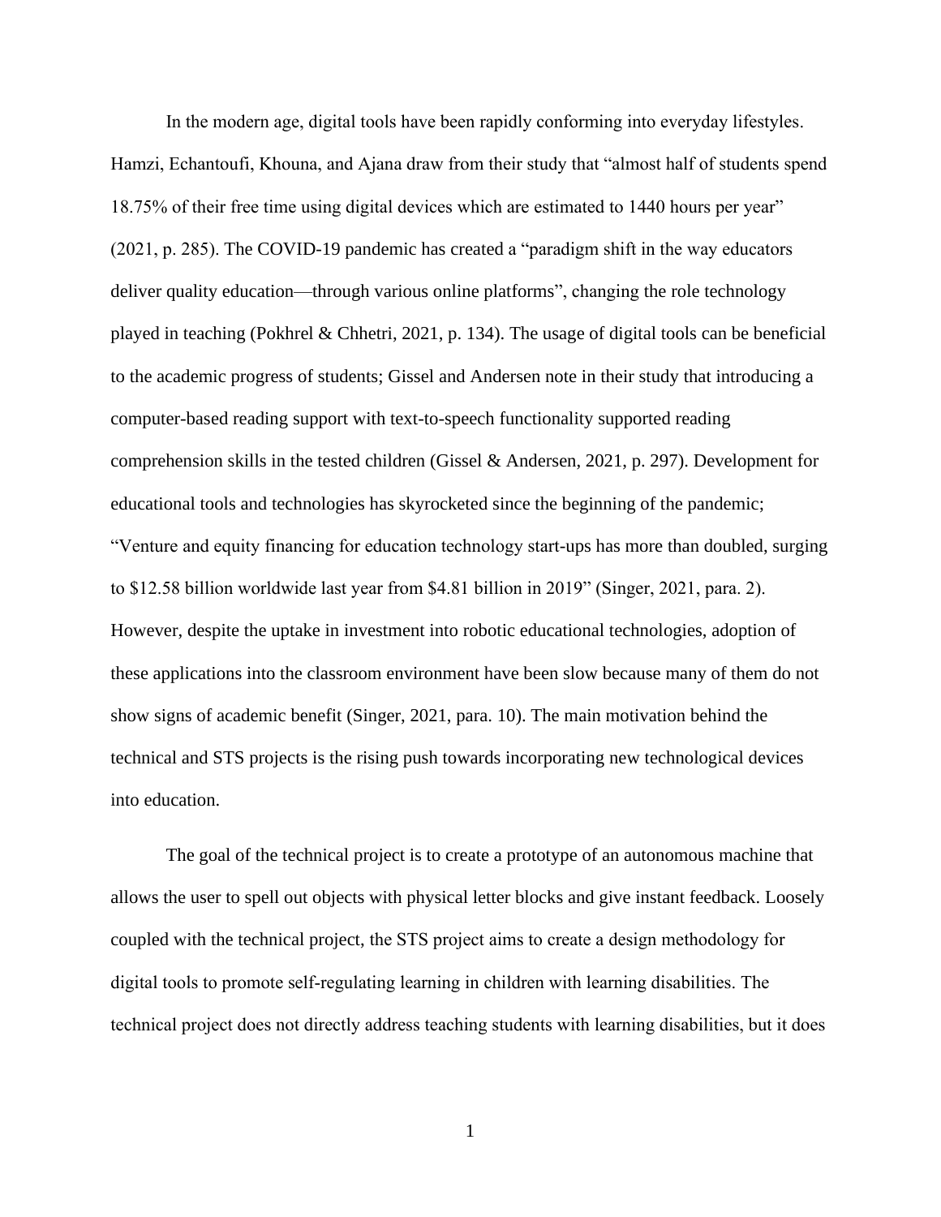In the modern age, digital tools have been rapidly conforming into everyday lifestyles. Hamzi, Echantoufi, Khouna, and Ajana draw from their study that "almost half of students spend 18.75% of their free time using digital devices which are estimated to 1440 hours per year" (2021, p. 285). The COVID-19 pandemic has created a "paradigm shift in the way educators deliver quality education—through various online platforms", changing the role technology played in teaching (Pokhrel & Chhetri, 2021, p. 134). The usage of digital tools can be beneficial to the academic progress of students; Gissel and Andersen note in their study that introducing a computer-based reading support with text-to-speech functionality supported reading comprehension skills in the tested children (Gissel & Andersen, 2021, p. 297). Development for educational tools and technologies has skyrocketed since the beginning of the pandemic; "Venture and equity financing for education technology start-ups has more than doubled, surging to $12.58 billion worldwide last year from $4.81 billion in 2019" (Singer, 2021, para. 2). However, despite the uptake in investment into robotic educational technologies, adoption of these applications into the classroom environment have been slow because many of them do not show signs of academic benefit (Singer, 2021, para. 10). The main motivation behind the technical and STS projects is the rising push towards incorporating new technological devices into education.

The goal of the technical project is to create a prototype of an autonomous machine that allows the user to spell out objects with physical letter blocks and give instant feedback. Loosely coupled with the technical project, the STS project aims to create a design methodology for digital tools to promote self-regulating learning in children with learning disabilities. The technical project does not directly address teaching students with learning disabilities, but it does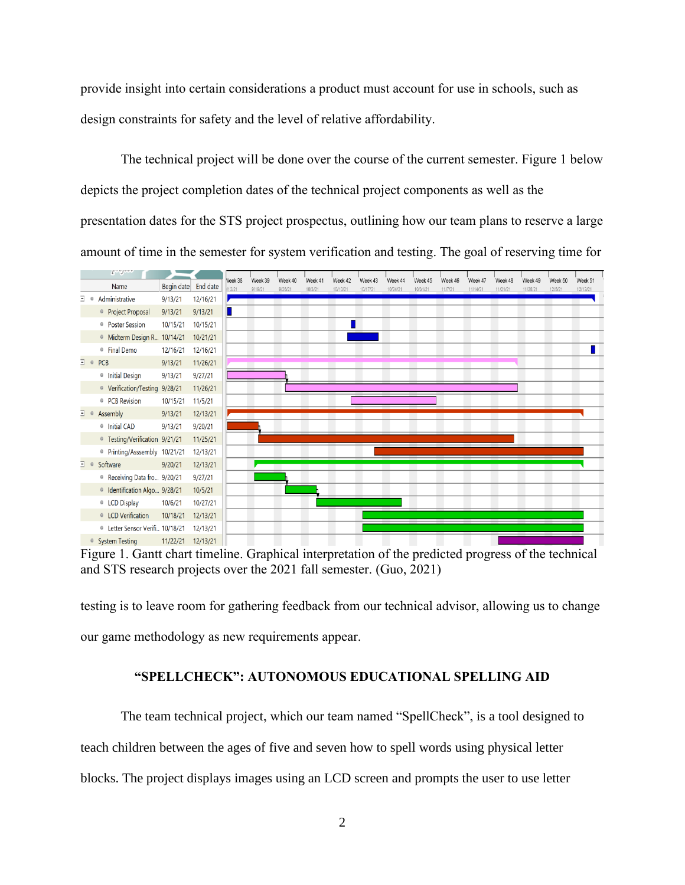provide insight into certain considerations a product must account for use in schools, such as design constraints for safety and the level of relative affordability.

The technical project will be done over the course of the current semester. Figure 1 below depicts the project completion dates of the technical project components as well as the presentation dates for the STS project prospectus, outlining how our team plans to reserve a large amount of time in the semester for system verification and testing. The goal of reserving time for testing is to leave room for gathering feedback from our technical advisor, allowing us to change our game methodology as new requirements appear.

| Name | Begin date | End date |
|---|---|---|
| Administrative | 9/13/21 | 12/16/21 |
| Project Proposal | 9/13/21 | 9/13/21 |
| Poster Session | 10/15/21 | 10/15/21 |
| Midterm Design R... | 10/14/21 | 10/21/21 |
| Final Demo | 12/16/21 | 12/16/21 |
| PCB | 9/13/21 | 11/26/21 |
| Initial Design | 9/13/21 | 9/27/21 |
| Verification/Testing | 9/28/21 | 11/26/21 |
| PCB Revision | 10/15/21 | 11/5/21 |
| Assembly | 9/13/21 | 12/13/21 |
| Initial CAD | 9/13/21 | 9/20/21 |
| Testing/Verification | 9/21/21 | 11/25/21 |
| Printing/Assembly | 10/21/21 | 12/13/21 |
| Software | 9/20/21 | 12/13/21 |
| Receiving Data fro... | 9/20/21 | 9/27/21 |
| Identification Algo... | 9/28/21 | 10/5/21 |
| LCD Display | 10/6/21 | 10/27/21 |
| LCD Verification | 10/18/21 | 12/13/21 |
| Letter Sensor Verifi... | 10/18/21 | 12/13/21 |
| System Testing | 11/22/21 | 12/13/21 |

Figure 1. Gantt chart timeline. Graphical interpretation of the predicted progress of the technical and STS research projects over the 2021 fall semester. (Guo, 2021)

## "SPELLCHECK": AUTONOMOUS EDUCATIONAL SPELLING AID

The team technical project, which our team named "SpellCheck", is a tool designed to teach children between the ages of five and seven how to spell words using physical letter blocks. The project displays images using an LCD screen and prompts the user to use letter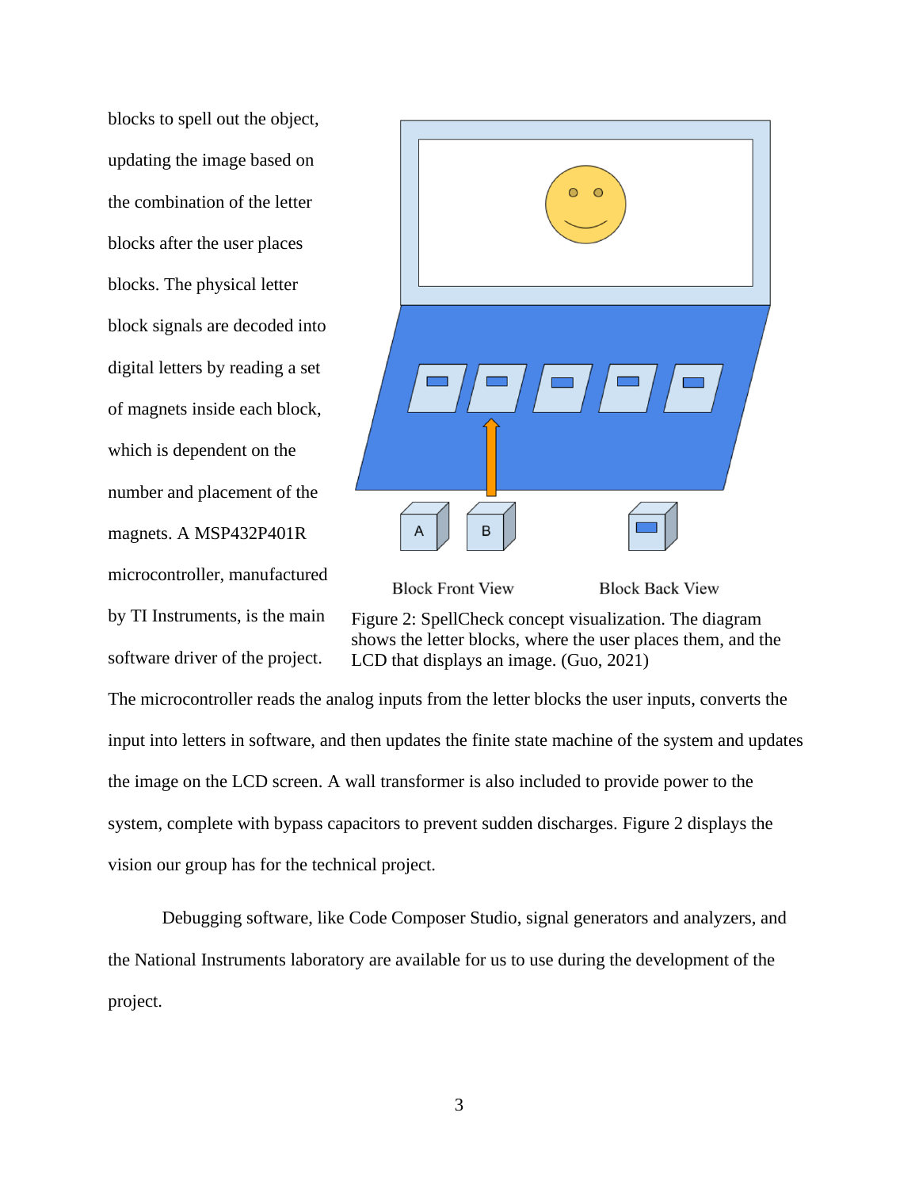blocks to spell out the object, updating the image based on the combination of the letter blocks after the user places blocks. The physical letter block signals are decoded into digital letters by reading a set of magnets inside each block, which is dependent on the number and placement of the magnets. A MSP432P401R microcontroller, manufactured by TI Instruments, is the main software driver of the project. The microcontroller reads the analog inputs from the letter blocks the user inputs, converts the input into letters in software, and then updates the finite state machine of the system and updates the image on the LCD screen. A wall transformer is also included to provide power to the system, complete with bypass capacitors to prevent sudden discharges. Figure 2 displays the vision our group has for the technical project.

Block Front View Block Back View

Figure 2: SpellCheck concept visualization. The diagram shows the letter blocks, where the user places them, and the LCD that displays an image. (Guo, 2021)

Debugging software, like Code Composer Studio, signal generators and analyzers, and the National Instruments laboratory are available for us to use during the development of the project.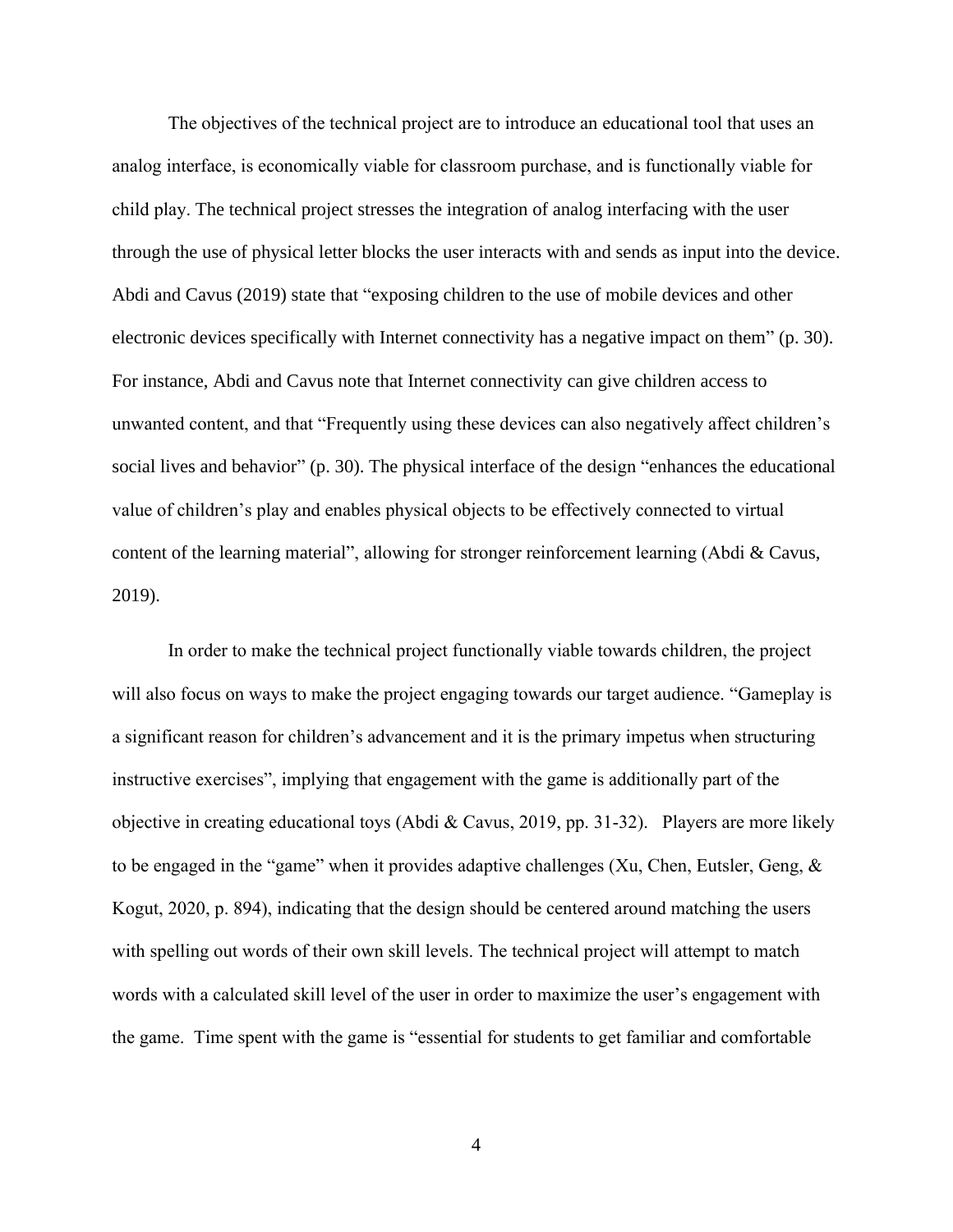The objectives of the technical project are to introduce an educational tool that uses an analog interface, is economically viable for classroom purchase, and is functionally viable for child play. The technical project stresses the integration of analog interfacing with the user through the use of physical letter blocks the user interacts with and sends as input into the device. Abdi and Cavus (2019) state that "exposing children to the use of mobile devices and other electronic devices specifically with Internet connectivity has a negative impact on them" (p. 30). For instance, Abdi and Cavus note that Internet connectivity can give children access to unwanted content, and that "Frequently using these devices can also negatively affect children's social lives and behavior" (p. 30). The physical interface of the design "enhances the educational value of children's play and enables physical objects to be effectively connected to virtual content of the learning material", allowing for stronger reinforcement learning (Abdi & Cavus, 2019).

In order to make the technical project functionally viable towards children, the project will also focus on ways to make the project engaging towards our target audience. "Gameplay is a significant reason for children's advancement and it is the primary impetus when structuring instructive exercises", implying that engagement with the game is additionally part of the objective in creating educational toys (Abdi & Cavus, 2019, pp. 31-32). Players are more likely to be engaged in the "game" when it provides adaptive challenges (Xu, Chen, Eutsler, Geng, & Kogut, 2020, p. 894), indicating that the design should be centered around matching the users with spelling out words of their own skill levels. The technical project will attempt to match words with a calculated skill level of the user in order to maximize the user's engagement with the game. Time spent with the game is "essential for students to get familiar and comfortable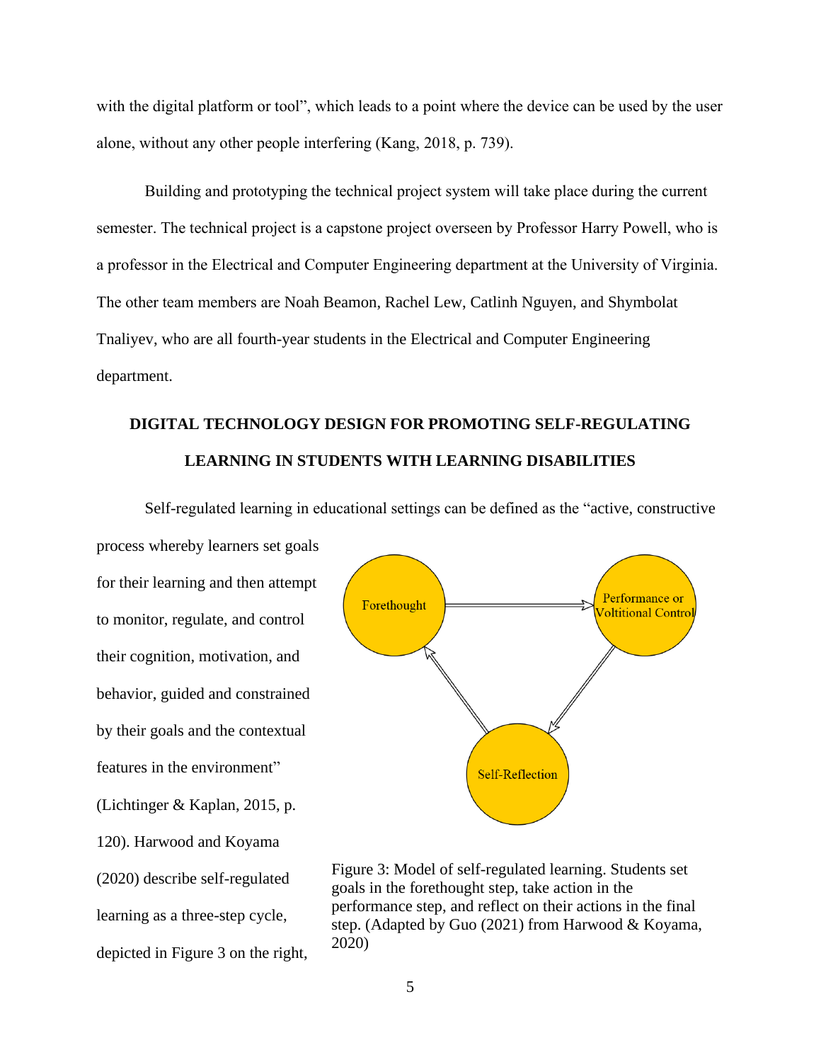with the digital platform or tool", which leads to a point where the device can be used by the user alone, without any other people interfering (Kang, 2018, p. 739).

Building and prototyping the technical project system will take place during the current semester. The technical project is a capstone project overseen by Professor Harry Powell, who is a professor in the Electrical and Computer Engineering department at the University of Virginia. The other team members are Noah Beamon, Rachel Lew, Catlinh Nguyen, and Shymbolat Tnaliyev, who are all fourth-year students in the Electrical and Computer Engineering department.

## DIGITAL TECHNOLOGY DESIGN FOR PROMOTING SELF-REGULATING LEARNING IN STUDENTS WITH LEARNING DISABILITIES

Self-regulated learning in educational settings can be defined as the "active, constructive process whereby learners set goals for their learning and then attempt to monitor, regulate, and control their cognition, motivation, and behavior, guided and constrained by their goals and the contextual features in the environment" (Lichtinger & Kaplan, 2015, p. 120). Harwood and Koyama (2020) describe self-regulated learning as a three-step cycle, depicted in Figure 3 on the right,

Forethought → Performance or Voltitional Control → Self-Reflection → Forethought

Figure 3: Model of self-regulated learning. Students set goals in the forethought step, take action in the performance step, and reflect on their actions in the final step. (Adapted by Guo (2021) from Harwood & Koyama, 2020)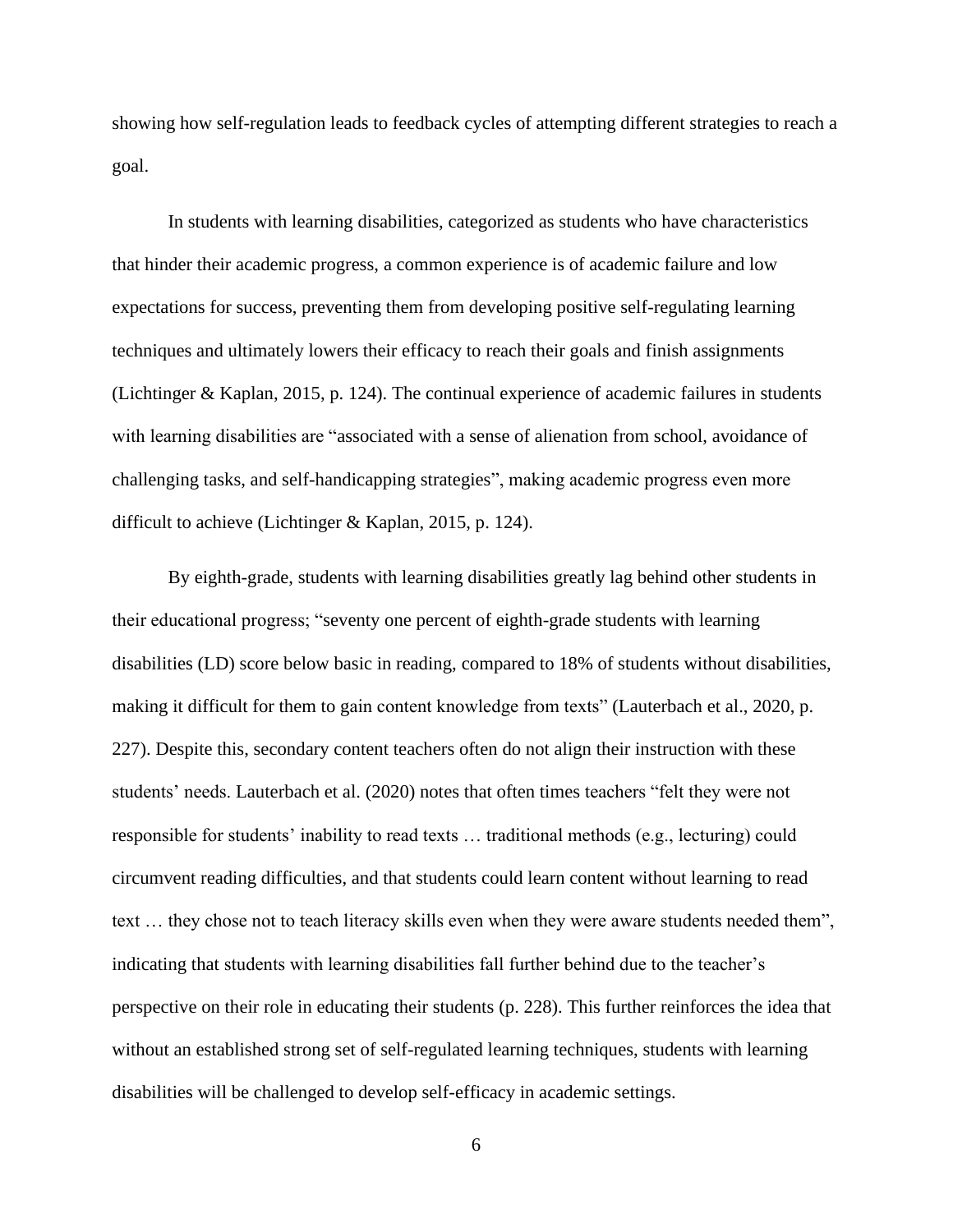showing how self-regulation leads to feedback cycles of attempting different strategies to reach a goal.

In students with learning disabilities, categorized as students who have characteristics that hinder their academic progress, a common experience is of academic failure and low expectations for success, preventing them from developing positive self-regulating learning techniques and ultimately lowers their efficacy to reach their goals and finish assignments (Lichtinger & Kaplan, 2015, p. 124). The continual experience of academic failures in students with learning disabilities are "associated with a sense of alienation from school, avoidance of challenging tasks, and self-handicapping strategies", making academic progress even more difficult to achieve (Lichtinger & Kaplan, 2015, p. 124).

By eighth-grade, students with learning disabilities greatly lag behind other students in their educational progress; "seventy one percent of eighth-grade students with learning disabilities (LD) score below basic in reading, compared to 18% of students without disabilities, making it difficult for them to gain content knowledge from texts" (Lauterbach et al., 2020, p. 227). Despite this, secondary content teachers often do not align their instruction with these students' needs. Lauterbach et al. (2020) notes that often times teachers "felt they were not responsible for students' inability to read texts … traditional methods (e.g., lecturing) could circumvent reading difficulties, and that students could learn content without learning to read text … they chose not to teach literacy skills even when they were aware students needed them", indicating that students with learning disabilities fall further behind due to the teacher's perspective on their role in educating their students (p. 228). This further reinforces the idea that without an established strong set of self-regulated learning techniques, students with learning disabilities will be challenged to develop self-efficacy in academic settings.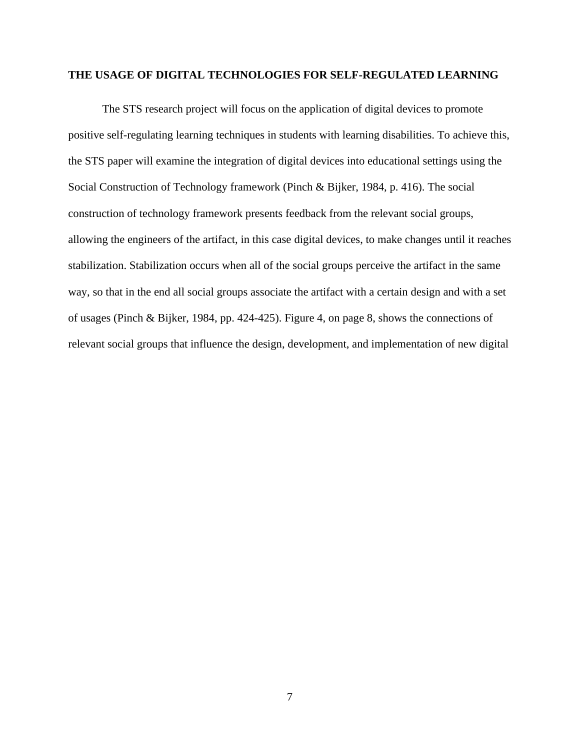## THE USAGE OF DIGITAL TECHNOLOGIES FOR SELF-REGULATED LEARNING

The STS research project will focus on the application of digital devices to promote positive self-regulating learning techniques in students with learning disabilities. To achieve this, the STS paper will examine the integration of digital devices into educational settings using the Social Construction of Technology framework (Pinch & Bijker, 1984, p. 416). The social construction of technology framework presents feedback from the relevant social groups, allowing the engineers of the artifact, in this case digital devices, to make changes until it reaches stabilization. Stabilization occurs when all of the social groups perceive the artifact in the same way, so that in the end all social groups associate the artifact with a certain design and with a set of usages (Pinch & Bijker, 1984, pp. 424-425). Figure 4, on page 8, shows the connections of relevant social groups that influence the design, development, and implementation of new digital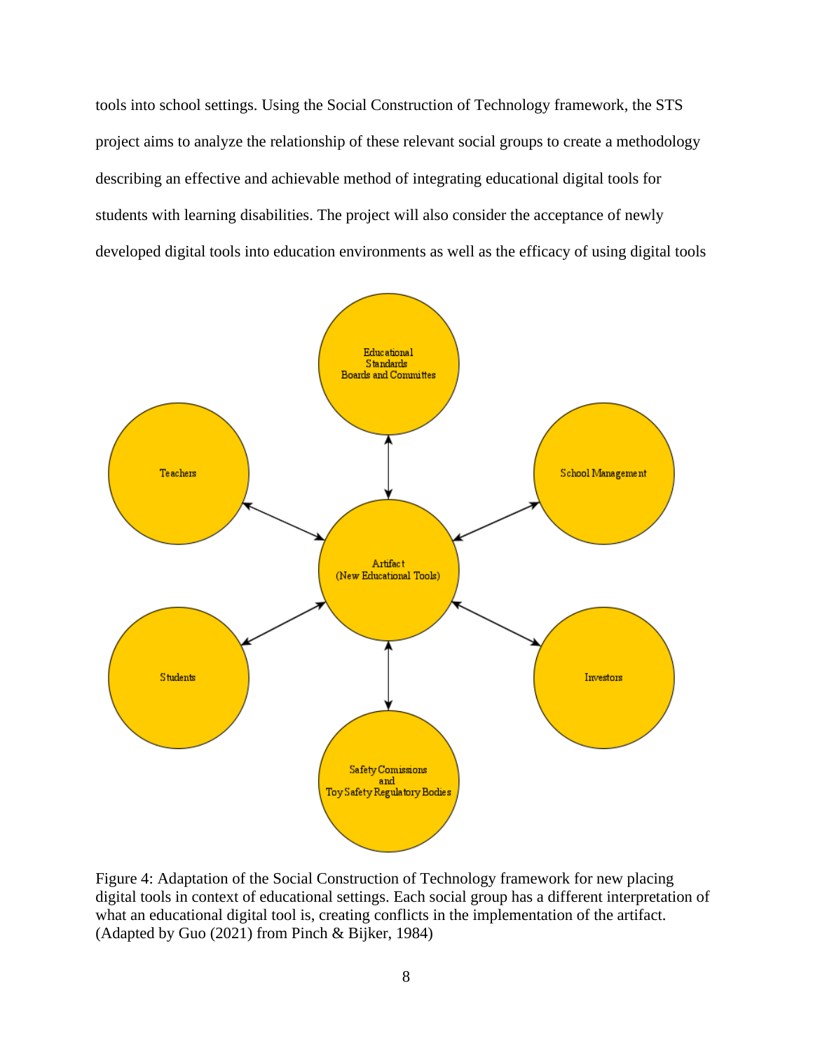tools into school settings. Using the Social Construction of Technology framework, the STS project aims to analyze the relationship of these relevant social groups to create a methodology describing an effective and achievable method of integrating educational digital tools for students with learning disabilities. The project will also consider the acceptance of newly developed digital tools into education environments as well as the efficacy of using digital tools

Educational Standards Boards and Committes

Teachers

School Management

Artifact (New Educational Tools)

Students

Investors

Safety Comissions and Toy Safety Regulatory Bodies

Figure 4: Adaptation of the Social Construction of Technology framework for new placing digital tools in context of educational settings. Each social group has a different interpretation of what an educational digital tool is, creating conflicts in the implementation of the artifact. (Adapted by Guo (2021) from Pinch & Bijker, 1984)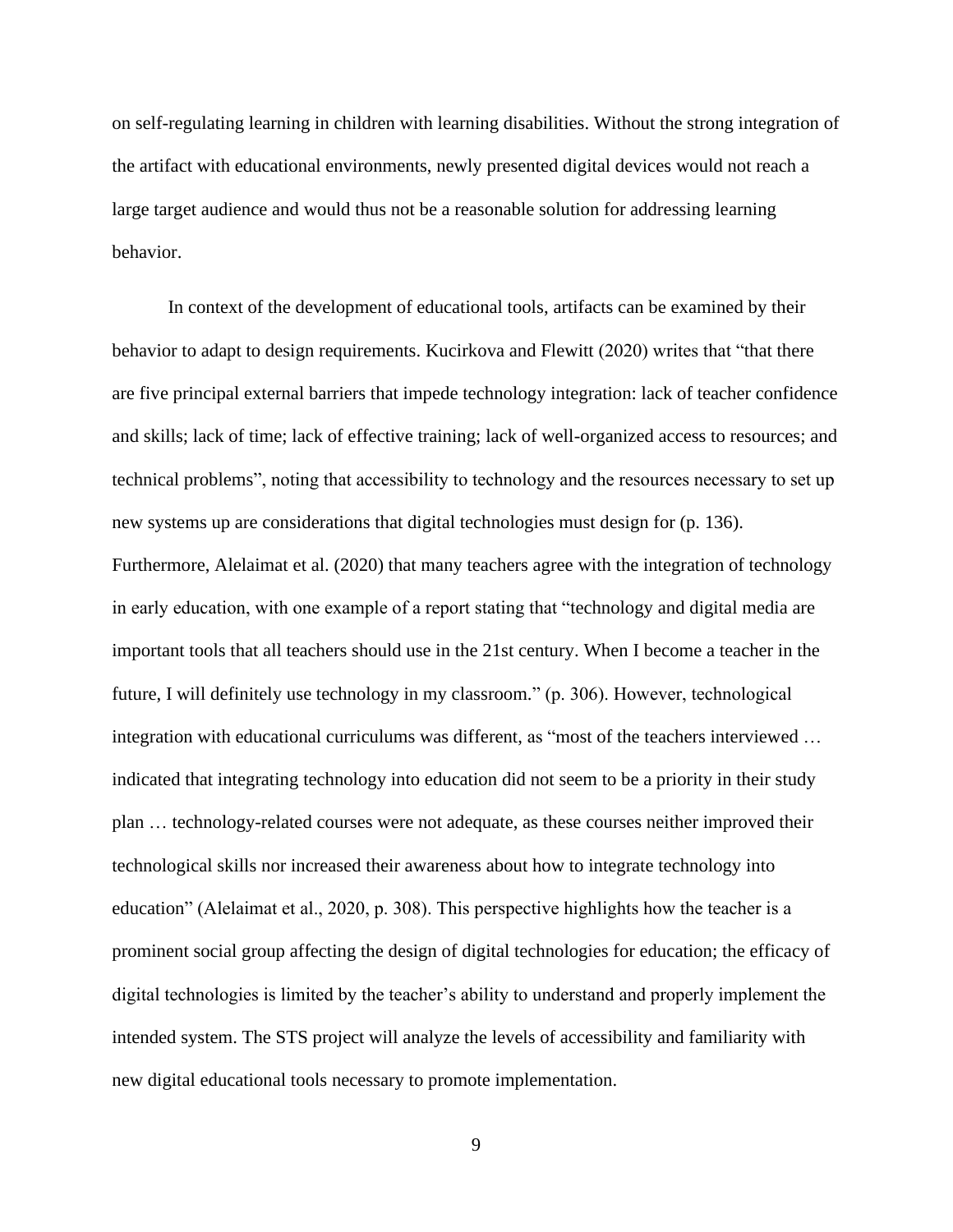on self-regulating learning in children with learning disabilities. Without the strong integration of the artifact with educational environments, newly presented digital devices would not reach a large target audience and would thus not be a reasonable solution for addressing learning behavior.

In context of the development of educational tools, artifacts can be examined by their behavior to adapt to design requirements. Kucirkova and Flewitt (2020) writes that "that there are five principal external barriers that impede technology integration: lack of teacher confidence and skills; lack of time; lack of effective training; lack of well-organized access to resources; and technical problems", noting that accessibility to technology and the resources necessary to set up new systems up are considerations that digital technologies must design for (p. 136). Furthermore, Alelaimat et al. (2020) that many teachers agree with the integration of technology in early education, with one example of a report stating that "technology and digital media are important tools that all teachers should use in the 21st century. When I become a teacher in the future, I will definitely use technology in my classroom." (p. 306). However, technological integration with educational curriculums was different, as "most of the teachers interviewed … indicated that integrating technology into education did not seem to be a priority in their study plan … technology-related courses were not adequate, as these courses neither improved their technological skills nor increased their awareness about how to integrate technology into education" (Alelaimat et al., 2020, p. 308). This perspective highlights how the teacher is a prominent social group affecting the design of digital technologies for education; the efficacy of digital technologies is limited by the teacher's ability to understand and properly implement the intended system. The STS project will analyze the levels of accessibility and familiarity with new digital educational tools necessary to promote implementation.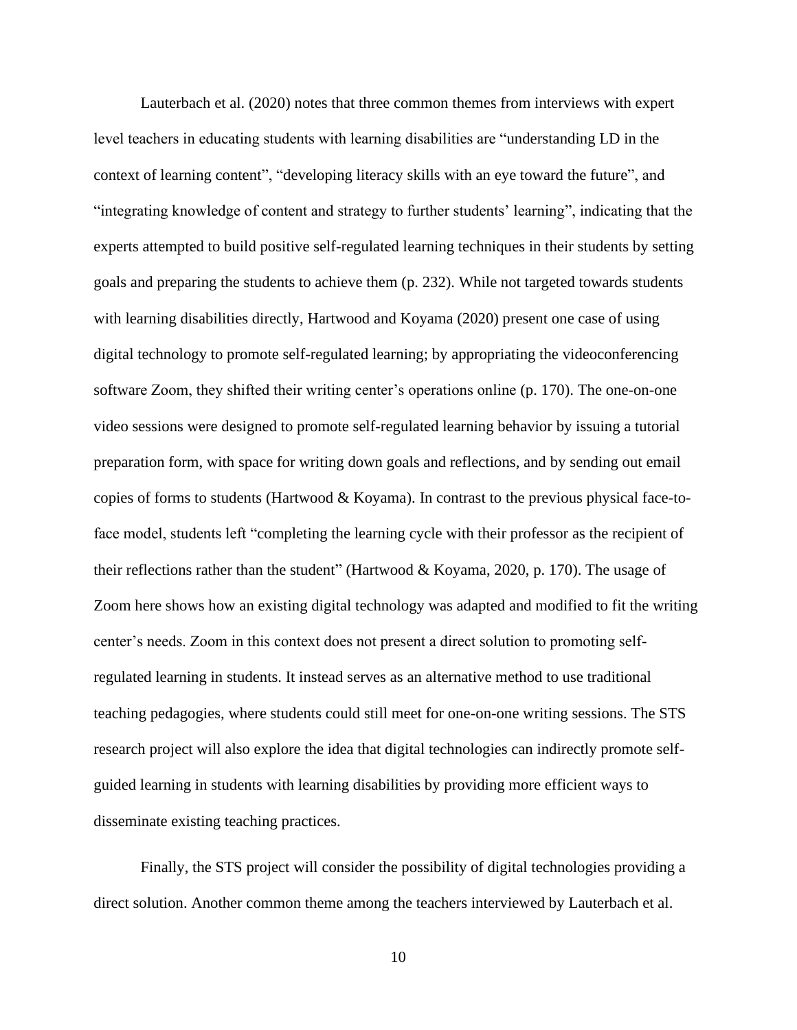Lauterbach et al. (2020) notes that three common themes from interviews with expert level teachers in educating students with learning disabilities are "understanding LD in the context of learning content", "developing literacy skills with an eye toward the future", and "integrating knowledge of content and strategy to further students' learning", indicating that the experts attempted to build positive self-regulated learning techniques in their students by setting goals and preparing the students to achieve them (p. 232). While not targeted towards students with learning disabilities directly, Hartwood and Koyama (2020) present one case of using digital technology to promote self-regulated learning; by appropriating the videoconferencing software Zoom, they shifted their writing center's operations online (p. 170). The one-on-one video sessions were designed to promote self-regulated learning behavior by issuing a tutorial preparation form, with space for writing down goals and reflections, and by sending out email copies of forms to students (Hartwood & Koyama). In contrast to the previous physical face-to-face model, students left "completing the learning cycle with their professor as the recipient of their reflections rather than the student" (Hartwood & Koyama, 2020, p. 170). The usage of Zoom here shows how an existing digital technology was adapted and modified to fit the writing center's needs. Zoom in this context does not present a direct solution to promoting self-regulated learning in students. It instead serves as an alternative method to use traditional teaching pedagogies, where students could still meet for one-on-one writing sessions. The STS research project will also explore the idea that digital technologies can indirectly promote self-guided learning in students with learning disabilities by providing more efficient ways to disseminate existing teaching practices.

Finally, the STS project will consider the possibility of digital technologies providing a direct solution. Another common theme among the teachers interviewed by Lauterbach et al.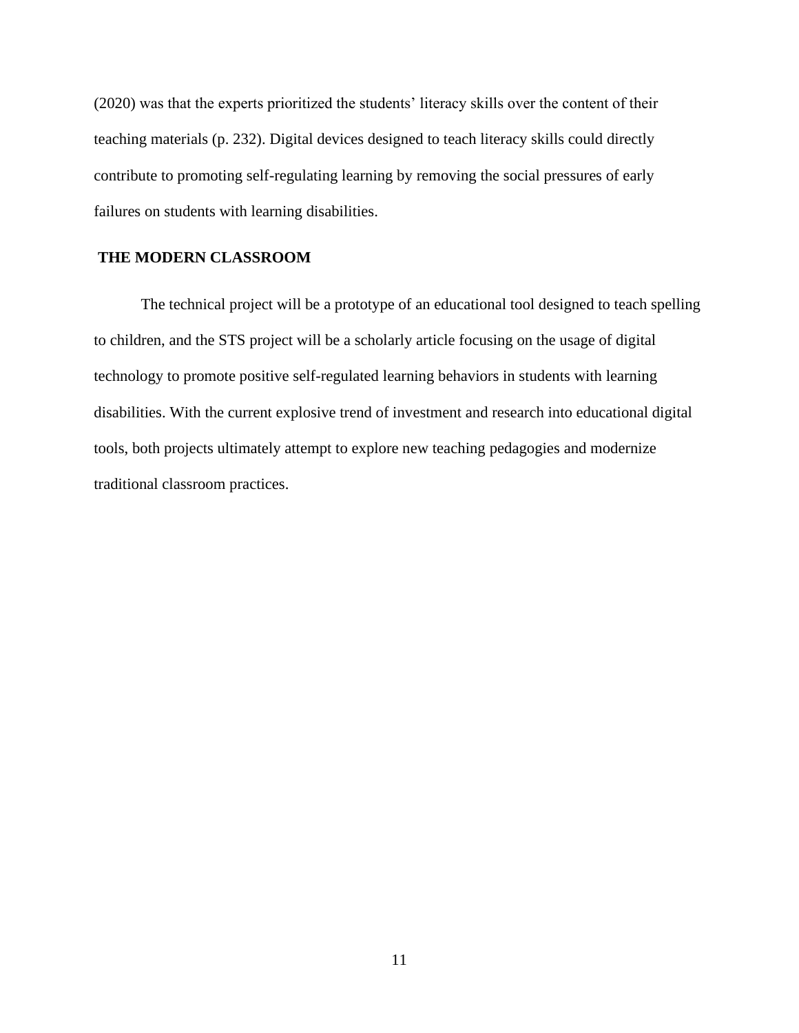(2020) was that the experts prioritized the students' literacy skills over the content of their teaching materials (p. 232). Digital devices designed to teach literacy skills could directly contribute to promoting self-regulating learning by removing the social pressures of early failures on students with learning disabilities.

## THE MODERN CLASSROOM

The technical project will be a prototype of an educational tool designed to teach spelling to children, and the STS project will be a scholarly article focusing on the usage of digital technology to promote positive self-regulated learning behaviors in students with learning disabilities. With the current explosive trend of investment and research into educational digital tools, both projects ultimately attempt to explore new teaching pedagogies and modernize traditional classroom practices.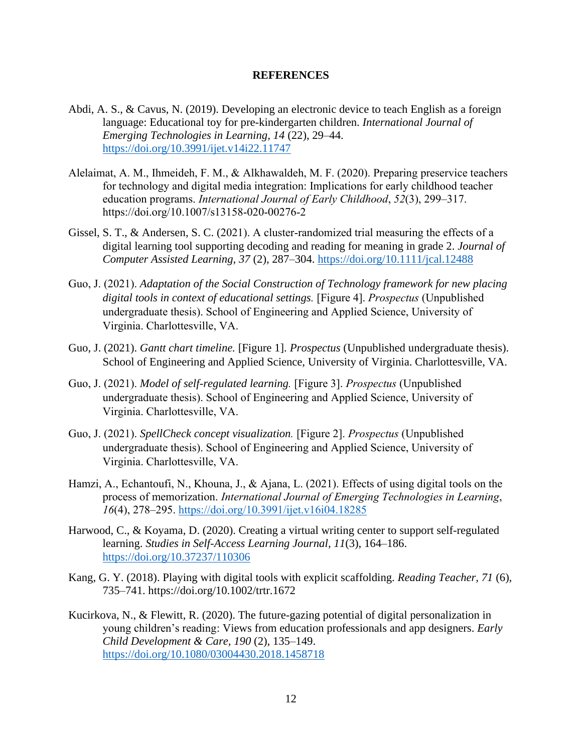# REFERENCES

Abdi, A. S., & Cavus, N. (2019). Developing an electronic device to teach English as a foreign language: Educational toy for pre-kindergarten children. *International Journal of Emerging Technologies in Learning*, *14* (22), 29–44. https://doi.org/10.3991/ijet.v14i22.11747

Alelaimat, A. M., Ihmeideh, F. M., & Alkhawaldeh, M. F. (2020). Preparing preservice teachers for technology and digital media integration: Implications for early childhood teacher education programs. *International Journal of Early Childhood*, *52*(3), 299–317. https://doi.org/10.1007/s13158-020-00276-2

Gissel, S. T., & Andersen, S. C. (2021). A cluster-randomized trial measuring the effects of a digital learning tool supporting decoding and reading for meaning in grade 2. *Journal of Computer Assisted Learning, 37* (2), 287–304. https://doi.org/10.1111/jcal.12488

Guo, J. (2021). *Adaptation of the Social Construction of Technology framework for new placing digital tools in context of educational settings.* [Figure 4]. *Prospectus* (Unpublished undergraduate thesis). School of Engineering and Applied Science, University of Virginia. Charlottesville, VA.

Guo, J. (2021). *Gantt chart timeline.* [Figure 1]. *Prospectus* (Unpublished undergraduate thesis). School of Engineering and Applied Science, University of Virginia. Charlottesville, VA.

Guo, J. (2021). *Model of self-regulated learning.* [Figure 3]. *Prospectus* (Unpublished undergraduate thesis). School of Engineering and Applied Science, University of Virginia. Charlottesville, VA.

Guo, J. (2021). *SpellCheck concept visualization.* [Figure 2]. *Prospectus* (Unpublished undergraduate thesis). School of Engineering and Applied Science, University of Virginia. Charlottesville, VA.

Hamzi, A., Echantoufi, N., Khouna, J., & Ajana, L. (2021). Effects of using digital tools on the process of memorization. *International Journal of Emerging Technologies in Learning*, *16*(4), 278–295. https://doi.org/10.3991/ijet.v16i04.18285

Harwood, C., & Koyama, D. (2020). Creating a virtual writing center to support self-regulated learning. *Studies in Self-Access Learning Journal*, *11*(3), 164–186. https://doi.org/10.37237/110306

Kang, G. Y. (2018). Playing with digital tools with explicit scaffolding. *Reading Teacher, 71* (6), 735–741. https://doi.org/10.1002/trtr.1672

Kucirkova, N., & Flewitt, R. (2020). The future-gazing potential of digital personalization in young children's reading: Views from education professionals and app designers. *Early Child Development & Care, 190* (2), 135–149. https://doi.org/10.1080/03004430.2018.1458718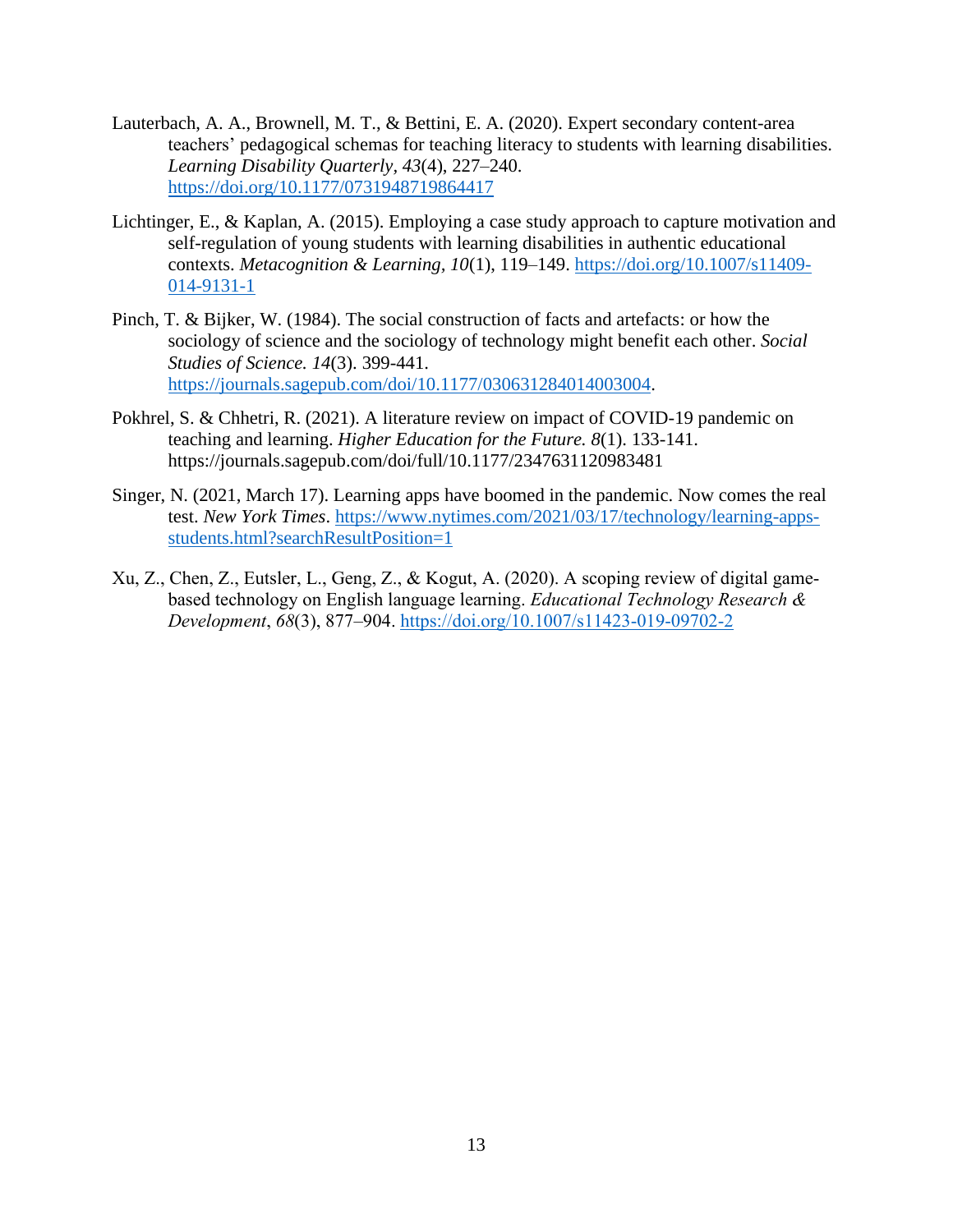Lauterbach, A. A., Brownell, M. T., & Bettini, E. A. (2020). Expert secondary content-area teachers' pedagogical schemas for teaching literacy to students with learning disabilities. *Learning Disability Quarterly*, *43*(4), 227–240. https://doi.org/10.1177/0731948719864417

Lichtinger, E., & Kaplan, A. (2015). Employing a case study approach to capture motivation and self-regulation of young students with learning disabilities in authentic educational contexts. *Metacognition & Learning*, *10*(1), 119–149. https://doi.org/10.1007/s11409-014-9131-1

Pinch, T. & Bijker, W. (1984). The social construction of facts and artefacts: or how the sociology of science and the sociology of technology might benefit each other. *Social Studies of Science. 14*(3). 399-441. https://journals.sagepub.com/doi/10.1177/030631284014003004.

Pokhrel, S. & Chhetri, R. (2021). A literature review on impact of COVID-19 pandemic on teaching and learning. *Higher Education for the Future. 8*(1). 133-141. https://journals.sagepub.com/doi/full/10.1177/2347631120983481

Singer, N. (2021, March 17). Learning apps have boomed in the pandemic. Now comes the real test. *New York Times*. https://www.nytimes.com/2021/03/17/technology/learning-apps-students.html?searchResultPosition=1

Xu, Z., Chen, Z., Eutsler, L., Geng, Z., & Kogut, A. (2020). A scoping review of digital game-based technology on English language learning. *Educational Technology Research & Development*, *68*(3), 877–904. https://doi.org/10.1007/s11423-019-09702-2